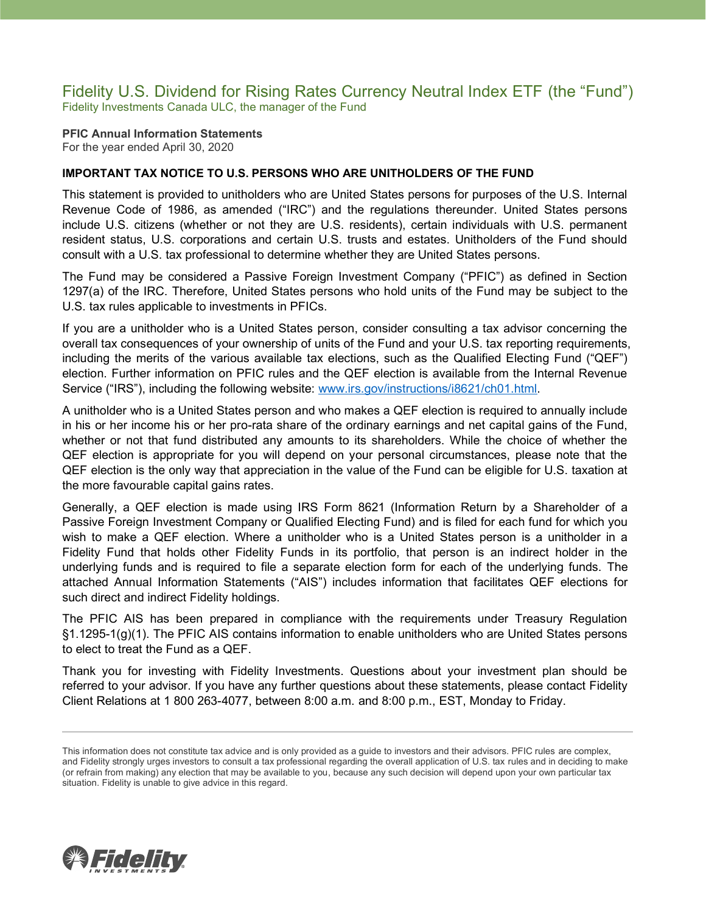# Fidelity U.S. Dividend for Rising Rates Currency Neutral Index ETF (the "Fund")

Fidelity Investments Canada ULC, the manager of the Fund

**PFIC Annual Information Statements**

For the year ended April 30, 2020

**IMPORTANT TAX NOTICE TO U.S. PERSONS WHO ARE UNITHOLDERS OF THE FUND**

This statement is provided to unitholders who are United States persons for purposes of the U.S. Internal Revenue Code of 1986, as amended ("IRC") and the regulations thereunder. United States persons include U.S. citizens (whether or not they are U.S. residents), certain individuals with U.S. permanent resident status, U.S. corporations and certain U.S. trusts and estates. Unitholders of the Fund should consult with a U.S. tax professional to determine whether they are United States persons.

The Fund may be considered a Passive Foreign Investment Company ("PFIC") as defined in Section 1297(a) of the IRC. Therefore, United States persons who hold units of the Fund may be subject to the U.S. tax rules applicable to investments in PFICs.

If you are a unitholder who is a United States person, consider consulting a tax advisor concerning the overall tax consequences of your ownership of units of the Fund and your U.S. tax reporting requirements, including the merits of the various available tax elections, such as the Qualified Electing Fund ("QEF") election. Further information on PFIC rules and the QEF election is available from the Internal Revenue Service ("IRS"), including the following website: www.irs.gov/instructions/i8621/ch01.html.

A unitholder who is a United States person and who makes a QEF election is required to annually include in his or her income his or her pro-rata share of the ordinary earnings and net capital gains of the Fund, whether or not that fund distributed any amounts to its shareholders. While the choice of whether the QEF election is appropriate for you will depend on your personal circumstances, please note that the QEF election is the only way that appreciation in the value of the Fund can be eligible for U.S. taxation at the more favourable capital gains rates.

Generally, a QEF election is made using IRS Form 8621 (Information Return by a Shareholder of a Passive Foreign Investment Company or Qualified Electing Fund) and is filed for each fund for which you wish to make a QEF election. Where a unitholder who is a United States person is a unitholder in a Fidelity Fund that holds other Fidelity Funds in its portfolio, that person is an indirect holder in the underlying funds and is required to file a separate election form for each of the underlying funds. The attached Annual Information Statements ("AIS") includes information that facilitates QEF elections for such direct and indirect Fidelity holdings.

The PFIC AIS has been prepared in compliance with the requirements under Treasury Regulation §1.1295-1(g)(1). The PFIC AIS contains information to enable unitholders who are United States persons to elect to treat the Fund as a QEF.

Thank you for investing with Fidelity Investments. Questions about your investment plan should be referred to your advisor. If you have any further questions about these statements, please contact Fidelity Client Relations at 1 800 263-4077, between 8:00 a.m. and 8:00 p.m., EST, Monday to Friday.

---

This information does not constitute tax advice and is only provided as a guide to investors and their advisors. PFIC rules are complex, and Fidelity strongly urges investors to consult a tax professional regarding the overall application of U.S. tax rules and in deciding to make (or refrain from making) any election that may be available to you, because any such decision will depend upon your own particular tax situation. Fidelity is unable to give advice in this regard.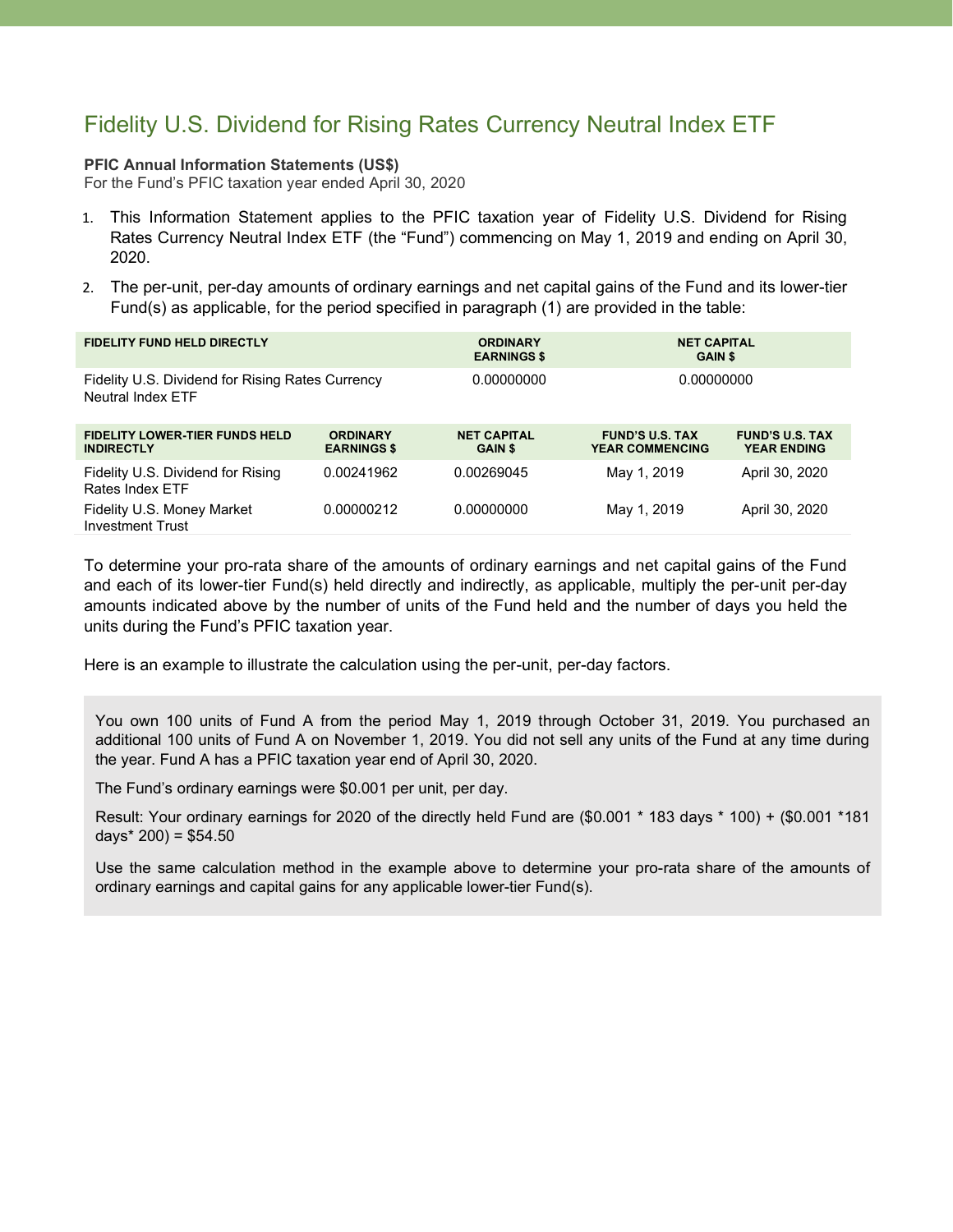# Fidelity U.S. Dividend for Rising Rates Currency Neutral Index ETF

**PFIC Annual Information Statements (US$)**

For the Fund's PFIC taxation year ended April 30, 2020

1. This Information Statement applies to the PFIC taxation year of Fidelity U.S. Dividend for Rising Rates Currency Neutral Index ETF (the "Fund") commencing on May 1, 2019 and ending on April 30, 2020.
2. The per-unit, per-day amounts of ordinary earnings and net capital gains of the Fund and its lower-tier Fund(s) as applicable, for the period specified in paragraph (1) are provided in the table:

| FIDELITY FUND HELD DIRECTLY | ORDINARY EARNINGS $ | NET CAPITAL GAIN $ |
|---|---|---|
| Fidelity U.S. Dividend for Rising Rates Currency Neutral Index ETF | 0.00000000 | 0.00000000 |

| FIDELITY LOWER-TIER FUNDS HELD INDIRECTLY | ORDINARY EARNINGS $ | NET CAPITAL GAIN $ | FUND'S U.S. TAX YEAR COMMENCING | FUND'S U.S. TAX YEAR ENDING |
|---|---|---|---|---|
| Fidelity U.S. Dividend for Rising Rates Index ETF | 0.00241962 | 0.00269045 | May 1, 2019 | April 30, 2020 |
| Fidelity U.S. Money Market Investment Trust | 0.00000212 | 0.00000000 | May 1, 2019 | April 30, 2020 |

To determine your pro-rata share of the amounts of ordinary earnings and net capital gains of the Fund and each of its lower-tier Fund(s) held directly and indirectly, as applicable, multiply the per-unit per-day amounts indicated above by the number of units of the Fund held and the number of days you held the units during the Fund's PFIC taxation year.

Here is an example to illustrate the calculation using the per-unit, per-day factors.

> You own 100 units of Fund A from the period May 1, 2019 through October 31, 2019. You purchased an additional 100 units of Fund A on November 1, 2019. You did not sell any units of the Fund at any time during the year. Fund A has a PFIC taxation year end of April 30, 2020.
>
> The Fund's ordinary earnings were $0.001 per unit, per day.
>
> Result: Your ordinary earnings for 2020 of the directly held Fund are ($0.001 * 183 days * 100) + ($0.001 *181 days* 200) = $54.50
>
> Use the same calculation method in the example above to determine your pro-rata share of the amounts of ordinary earnings and capital gains for any applicable lower-tier Fund(s).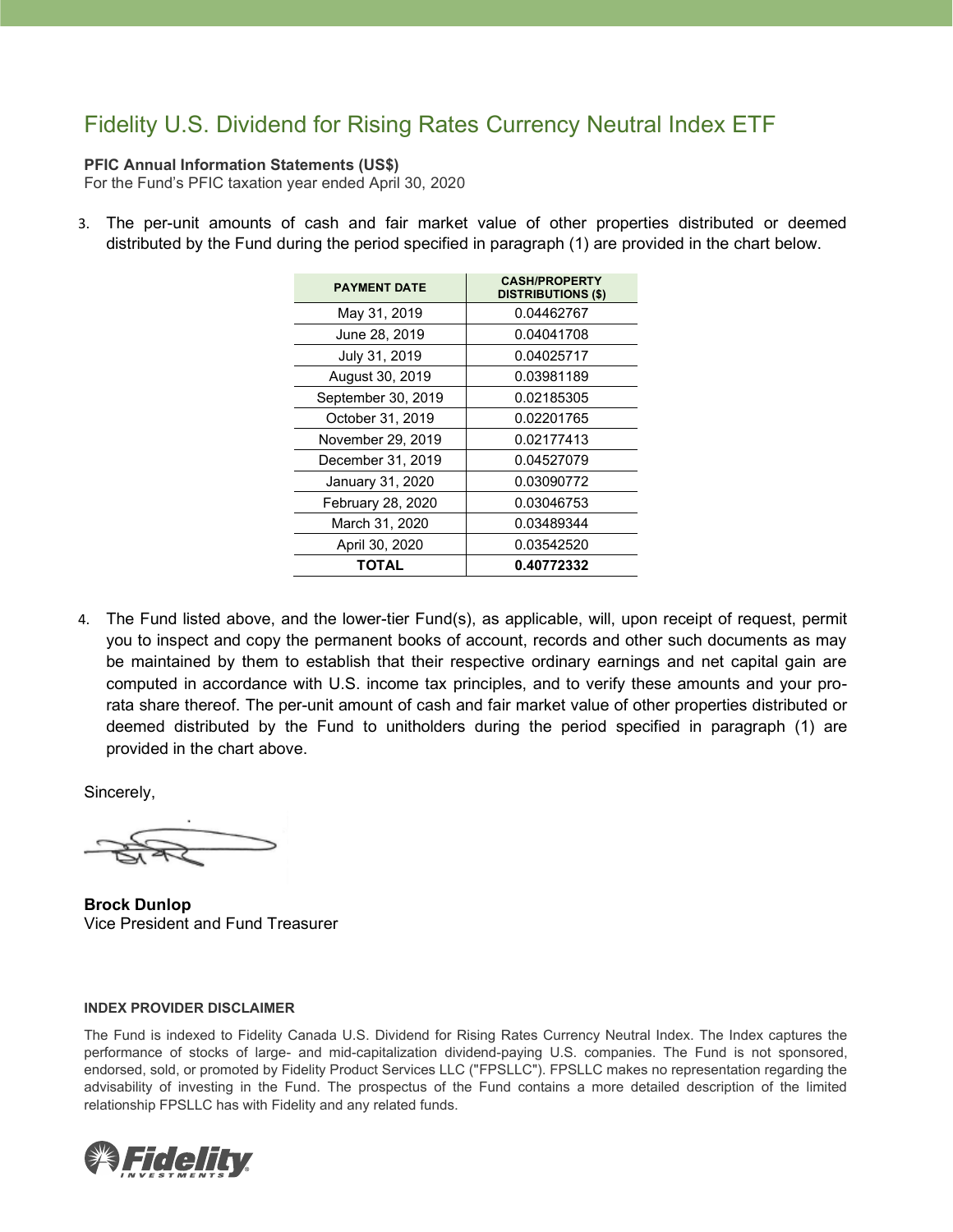# Fidelity U.S. Dividend for Rising Rates Currency Neutral Index ETF

**PFIC Annual Information Statements (US$)**
For the Fund's PFIC taxation year ended April 30, 2020

3. The per-unit amounts of cash and fair market value of other properties distributed or deemed distributed by the Fund during the period specified in paragraph (1) are provided in the chart below.

| PAYMENT DATE | CASH/PROPERTY DISTRIBUTIONS ($) |
|---|---|
| May 31, 2019 | 0.04462767 |
| June 28, 2019 | 0.04041708 |
| July 31, 2019 | 0.04025717 |
| August 30, 2019 | 0.03981189 |
| September 30, 2019 | 0.02185305 |
| October 31, 2019 | 0.02201765 |
| November 29, 2019 | 0.02177413 |
| December 31, 2019 | 0.04527079 |
| January 31, 2020 | 0.03090772 |
| February 28, 2020 | 0.03046753 |
| March 31, 2020 | 0.03489344 |
| April 30, 2020 | 0.03542520 |
| **TOTAL** | **0.40772332** |

4. The Fund listed above, and the lower-tier Fund(s), as applicable, will, upon receipt of request, permit you to inspect and copy the permanent books of account, records and other such documents as may be maintained by them to establish that their respective ordinary earnings and net capital gain are computed in accordance with U.S. income tax principles, and to verify these amounts and your pro-rata share thereof. The per-unit amount of cash and fair market value of other properties distributed or deemed distributed by the Fund to unitholders during the period specified in paragraph (1) are provided in the chart above.

Sincerely,

**Brock Dunlop**
Vice President and Fund Treasurer

**INDEX PROVIDER DISCLAIMER**

The Fund is indexed to Fidelity Canada U.S. Dividend for Rising Rates Currency Neutral Index. The Index captures the performance of stocks of large- and mid-capitalization dividend-paying U.S. companies. The Fund is not sponsored, endorsed, sold, or promoted by Fidelity Product Services LLC ("FPSLLC"). FPSLLC makes no representation regarding the advisability of investing in the Fund. The prospectus of the Fund contains a more detailed description of the limited relationship FPSLLC has with Fidelity and any related funds.